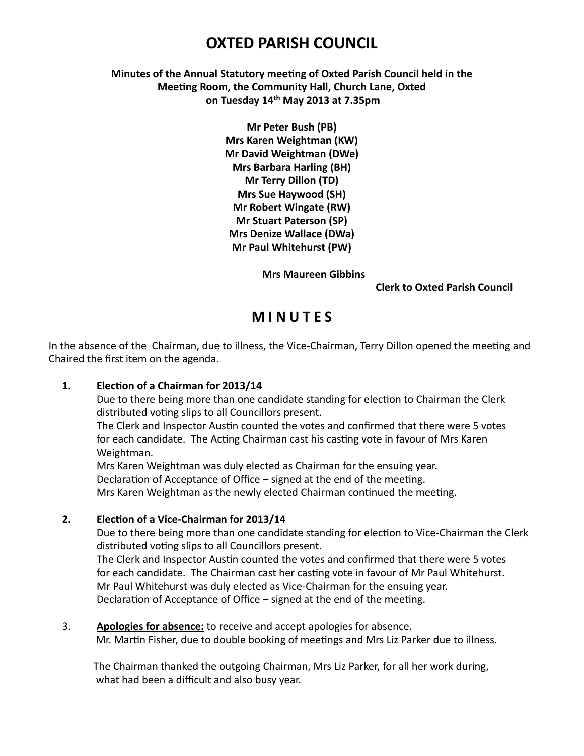# OXTED PARISH COUNCIL

**Minutes of the Annual Statutory meeting of Oxted Parish Council held in the Meeting Room, the Community Hall, Church Lane, Oxted on Tuesday 14th May 2013 at 7.35pm**

**Mr Peter Bush (PB)**
**Mrs Karen Weightman (KW)**
**Mr David Weightman (DWe)**
**Mrs Barbara Harling (BH)**
**Mr Terry Dillon (TD)**
**Mrs Sue Haywood (SH)**
**Mr Robert Wingate (RW)**
**Mr Stuart Paterson (SP)**
**Mrs Denize Wallace (DWa)**
**Mr Paul Whitehurst (PW)**

**Mrs Maureen Gibbins**
**Clerk to Oxted Parish Council**

## M I N U T E S

In the absence of the Chairman, due to illness, the Vice-Chairman, Terry Dillon opened the meeting and Chaired the first item on the agenda.

**1. Election of a Chairman for 2013/14**

Due to there being more than one candidate standing for election to Chairman the Clerk distributed voting slips to all Councillors present.
The Clerk and Inspector Austin counted the votes and confirmed that there were 5 votes for each candidate. The Acting Chairman cast his casting vote in favour of Mrs Karen Weightman.
Mrs Karen Weightman was duly elected as Chairman for the ensuing year.
Declaration of Acceptance of Office – signed at the end of the meeting.
Mrs Karen Weightman as the newly elected Chairman continued the meeting.

**2. Election of a Vice-Chairman for 2013/14**

Due to there being more than one candidate standing for election to Vice-Chairman the Clerk distributed voting slips to all Councillors present.
The Clerk and Inspector Austin counted the votes and confirmed that there were 5 votes for each candidate. The Chairman cast her casting vote in favour of Mr Paul Whitehurst.
Mr Paul Whitehurst was duly elected as Vice-Chairman for the ensuing year.
Declaration of Acceptance of Office – signed at the end of the meeting.

3. **Apologies for absence:** to receive and accept apologies for absence.
Mr. Martin Fisher, due to double booking of meetings and Mrs Liz Parker due to illness.

The Chairman thanked the outgoing Chairman, Mrs Liz Parker, for all her work during, what had been a difficult and also busy year.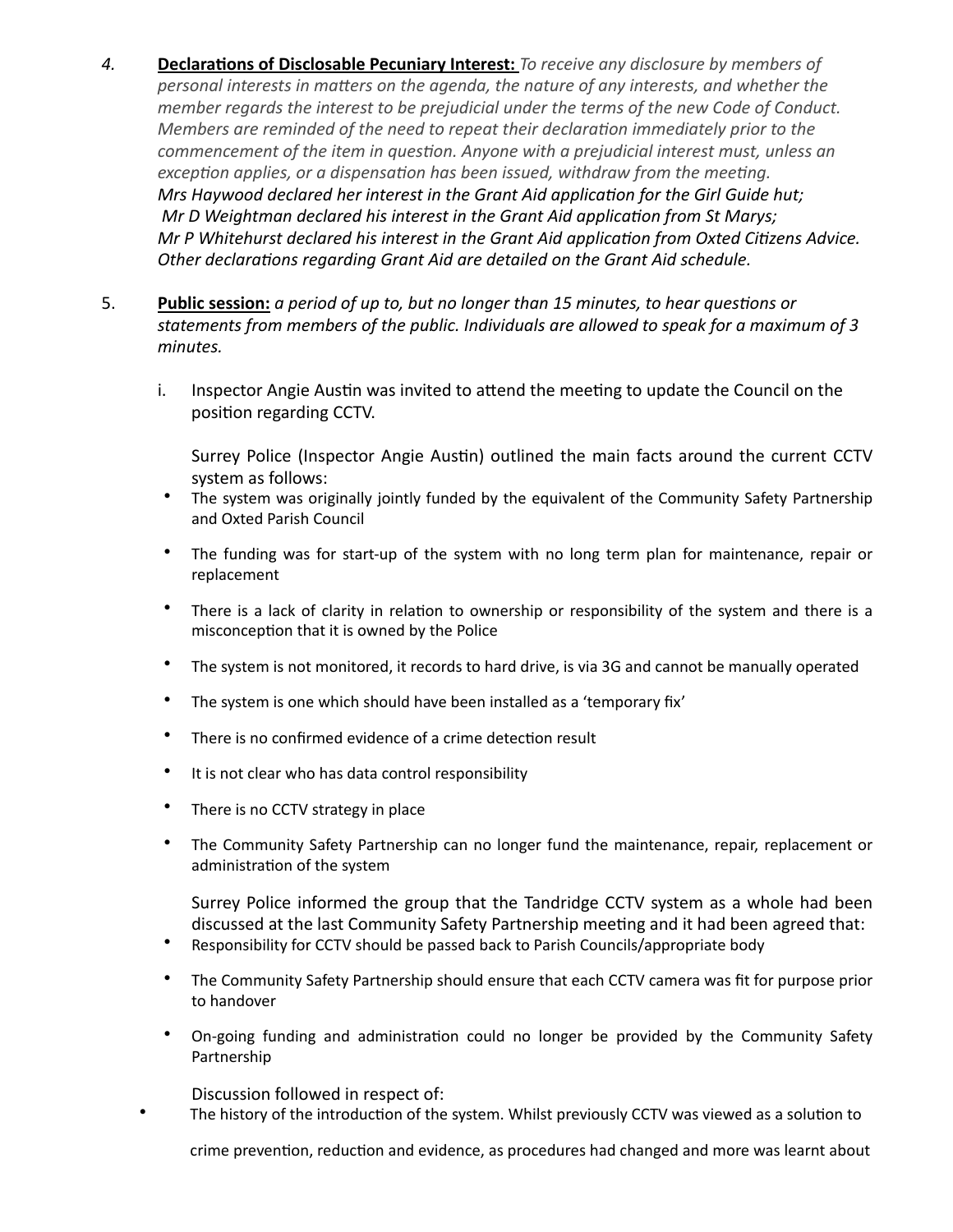4. **Declarations of Disclosable Pecuniary Interest:** *To receive any disclosure by members of personal interests in matters on the agenda, the nature of any interests, and whether the member regards the interest to be prejudicial under the terms of the new Code of Conduct. Members are reminded of the need to repeat their declaration immediately prior to the commencement of the item in question. Anyone with a prejudicial interest must, unless an exception applies, or a dispensation has been issued, withdraw from the meeting.*
   *Mrs Haywood declared her interest in the Grant Aid application for the Girl Guide hut;*
   *Mr D Weightman declared his interest in the Grant Aid application from St Marys;*
   *Mr P Whitehurst declared his interest in the Grant Aid application from Oxted Citizens Advice.*
   *Other declarations regarding Grant Aid are detailed on the Grant Aid schedule.*

5. **Public session:** *a period of up to, but no longer than 15 minutes, to hear questions or statements from members of the public. Individuals are allowed to speak for a maximum of 3 minutes.*

   i. Inspector Angie Austin was invited to attend the meeting to update the Council on the position regarding CCTV.

   Surrey Police (Inspector Angie Austin) outlined the main facts around the current CCTV system as follows:

   - The system was originally jointly funded by the equivalent of the Community Safety Partnership and Oxted Parish Council
   - The funding was for start-up of the system with no long term plan for maintenance, repair or replacement
   - There is a lack of clarity in relation to ownership or responsibility of the system and there is a misconception that it is owned by the Police
   - The system is not monitored, it records to hard drive, is via 3G and cannot be manually operated
   - The system is one which should have been installed as a 'temporary fix'
   - There is no confirmed evidence of a crime detection result
   - It is not clear who has data control responsibility
   - There is no CCTV strategy in place
   - The Community Safety Partnership can no longer fund the maintenance, repair, replacement or administration of the system

   Surrey Police informed the group that the Tandridge CCTV system as a whole had been discussed at the last Community Safety Partnership meeting and it had been agreed that:

   - Responsibility for CCTV should be passed back to Parish Councils/appropriate body
   - The Community Safety Partnership should ensure that each CCTV camera was fit for purpose prior to handover
   - On-going funding and administration could no longer be provided by the Community Safety Partnership

   Discussion followed in respect of:

   - The history of the introduction of the system. Whilst previously CCTV was viewed as a solution to crime prevention, reduction and evidence, as procedures had changed and more was learnt about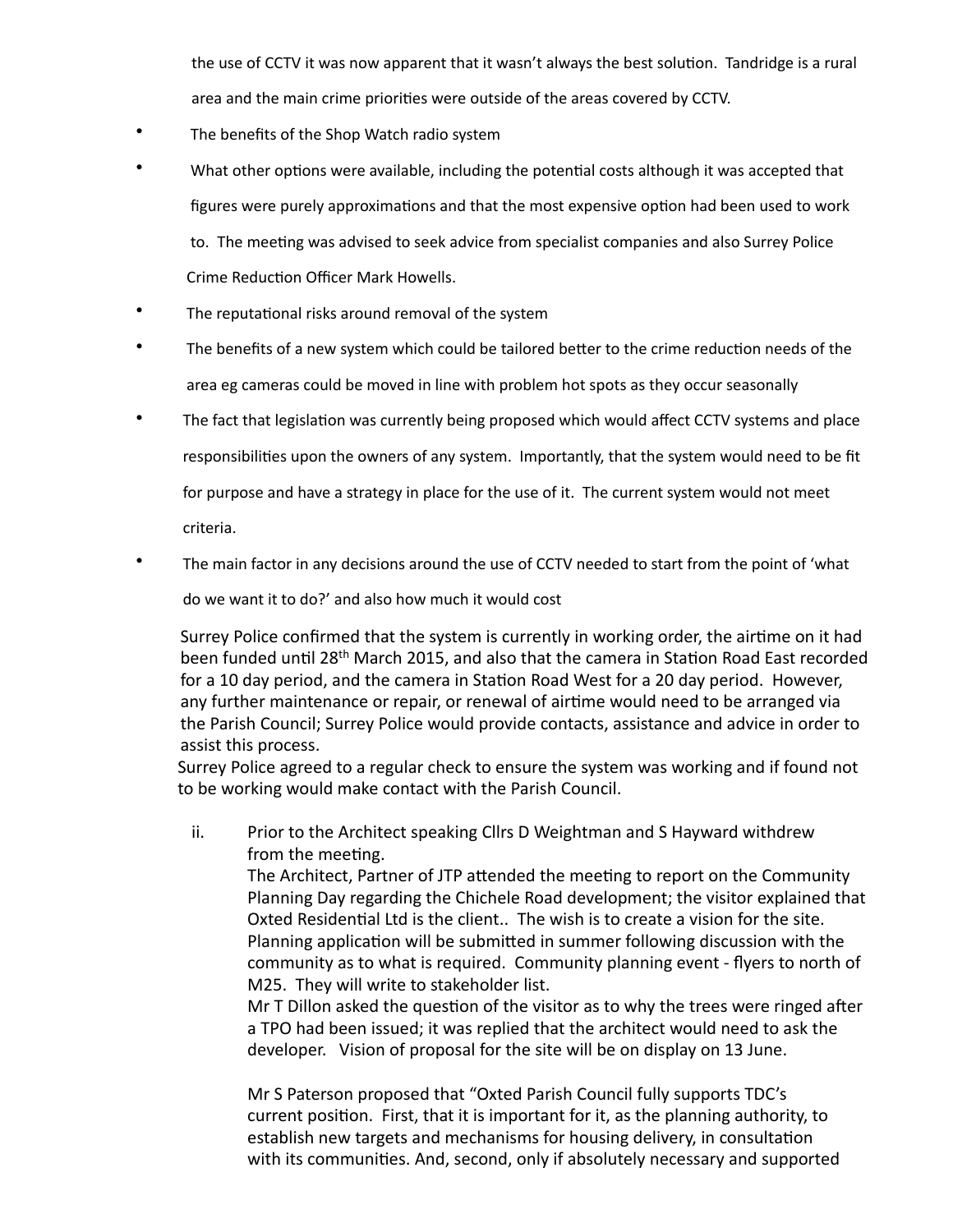the use of CCTV it was now apparent that it wasn't always the best solution. Tandridge is a rural area and the main crime priorities were outside of the areas covered by CCTV.

- The benefits of the Shop Watch radio system
- What other options were available, including the potential costs although it was accepted that figures were purely approximations and that the most expensive option had been used to work to. The meeting was advised to seek advice from specialist companies and also Surrey Police Crime Reduction Officer Mark Howells.
- The reputational risks around removal of the system
- The benefits of a new system which could be tailored better to the crime reduction needs of the area eg cameras could be moved in line with problem hot spots as they occur seasonally
- The fact that legislation was currently being proposed which would affect CCTV systems and place responsibilities upon the owners of any system. Importantly, that the system would need to be fit for purpose and have a strategy in place for the use of it. The current system would not meet criteria.
- The main factor in any decisions around the use of CCTV needed to start from the point of 'what do we want it to do?' and also how much it would cost

Surrey Police confirmed that the system is currently in working order, the airtime on it had been funded until 28th March 2015, and also that the camera in Station Road East recorded for a 10 day period, and the camera in Station Road West for a 20 day period. However, any further maintenance or repair, or renewal of airtime would need to be arranged via the Parish Council; Surrey Police would provide contacts, assistance and advice in order to assist this process.
Surrey Police agreed to a regular check to ensure the system was working and if found not to be working would make contact with the Parish Council.

ii. Prior to the Architect speaking Cllrs D Weightman and S Hayward withdrew from the meeting.
The Architect, Partner of JTP attended the meeting to report on the Community Planning Day regarding the Chichele Road development; the visitor explained that Oxted Residential Ltd is the client.. The wish is to create a vision for the site. Planning application will be submitted in summer following discussion with the community as to what is required. Community planning event - flyers to north of M25. They will write to stakeholder list.
Mr T Dillon asked the question of the visitor as to why the trees were ringed after a TPO had been issued; it was replied that the architect would need to ask the developer. Vision of proposal for the site will be on display on 13 June.

Mr S Paterson proposed that "Oxted Parish Council fully supports TDC's current position. First, that it is important for it, as the planning authority, to establish new targets and mechanisms for housing delivery, in consultation with its communities. And, second, only if absolutely necessary and supported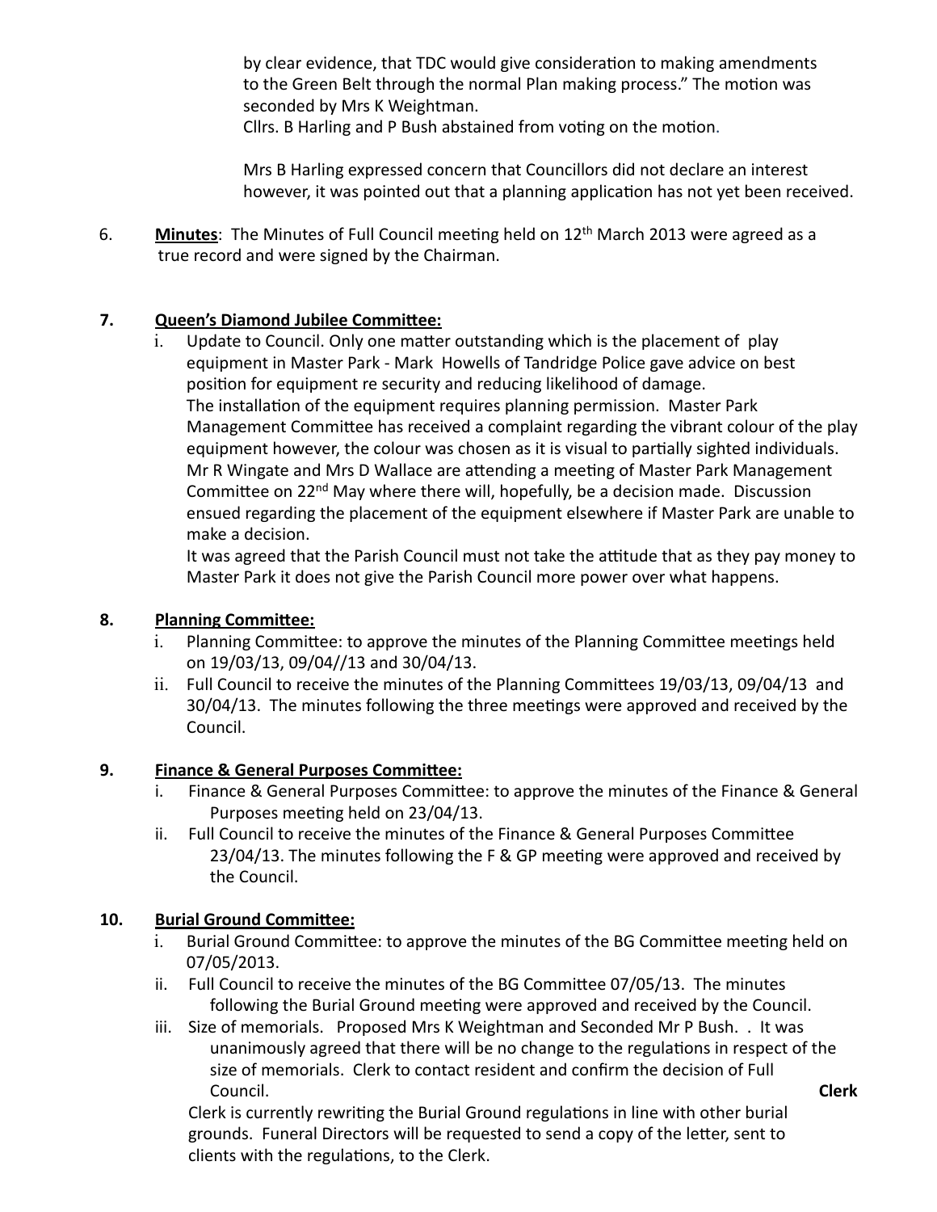by clear evidence, that TDC would give consideration to making amendments to the Green Belt through the normal Plan making process." The motion was seconded by Mrs K Weightman.

Cllrs. B Harling and P Bush abstained from voting on the motion.

Mrs B Harling expressed concern that Councillors did not declare an interest however, it was pointed out that a planning application has not yet been received.

6. **Minutes**: The Minutes of Full Council meeting held on 12th March 2013 were agreed as a true record and were signed by the Chairman.

**7. Queen's Diamond Jubilee Committee:**

i. Update to Council. Only one matter outstanding which is the placement of play equipment in Master Park - Mark Howells of Tandridge Police gave advice on best position for equipment re security and reducing likelihood of damage.
The installation of the equipment requires planning permission. Master Park Management Committee has received a complaint regarding the vibrant colour of the play equipment however, the colour was chosen as it is visual to partially sighted individuals. Mr R Wingate and Mrs D Wallace are attending a meeting of Master Park Management Committee on 22nd May where there will, hopefully, be a decision made. Discussion ensued regarding the placement of the equipment elsewhere if Master Park are unable to make a decision.
It was agreed that the Parish Council must not take the attitude that as they pay money to Master Park it does not give the Parish Council more power over what happens.

**8. Planning Committee:**

i. Planning Committee: to approve the minutes of the Planning Committee meetings held on 19/03/13, 09/04//13 and 30/04/13.
ii. Full Council to receive the minutes of the Planning Committees 19/03/13, 09/04/13 and 30/04/13. The minutes following the three meetings were approved and received by the Council.

**9. Finance & General Purposes Committee:**

i. Finance & General Purposes Committee: to approve the minutes of the Finance & General Purposes meeting held on 23/04/13.
ii. Full Council to receive the minutes of the Finance & General Purposes Committee 23/04/13. The minutes following the F & GP meeting were approved and received by the Council.

**10. Burial Ground Committee:**

i. Burial Ground Committee: to approve the minutes of the BG Committee meeting held on 07/05/2013.
ii. Full Council to receive the minutes of the BG Committee 07/05/13. The minutes following the Burial Ground meeting were approved and received by the Council.
iii. Size of memorials. Proposed Mrs K Weightman and Seconded Mr P Bush. . It was unanimously agreed that there will be no change to the regulations in respect of the size of memorials. Clerk to contact resident and confirm the decision of Full Council. **Clerk**

Clerk is currently rewriting the Burial Ground regulations in line with other burial grounds. Funeral Directors will be requested to send a copy of the letter, sent to clients with the regulations, to the Clerk.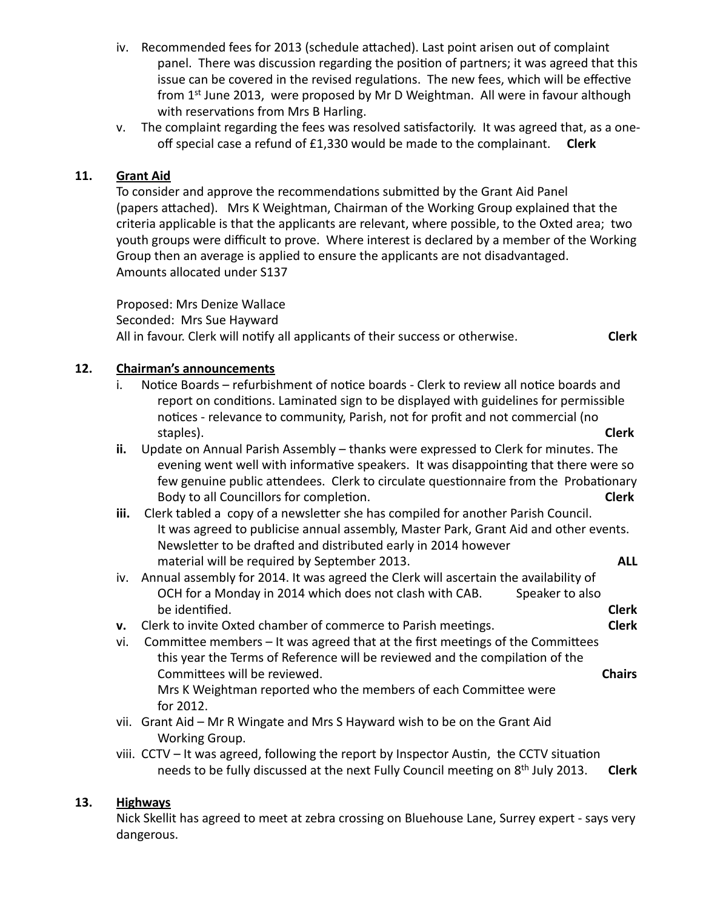iv. Recommended fees for 2013 (schedule attached). Last point arisen out of complaint panel. There was discussion regarding the position of partners; it was agreed that this issue can be covered in the revised regulations. The new fees, which will be effective from 1st June 2013, were proposed by Mr D Weightman. All were in favour although with reservations from Mrs B Harling.

v. The complaint regarding the fees was resolved satisfactorily. It was agreed that, as a one-off special case a refund of £1,330 would be made to the complainant. **Clerk**

**11. Grant Aid**

To consider and approve the recommendations submitted by the Grant Aid Panel (papers attached). Mrs K Weightman, Chairman of the Working Group explained that the criteria applicable is that the applicants are relevant, where possible, to the Oxted area; two youth groups were difficult to prove. Where interest is declared by a member of the Working Group then an average is applied to ensure the applicants are not disadvantaged.
Amounts allocated under S137

Proposed: Mrs Denize Wallace
Seconded: Mrs Sue Hayward
All in favour. Clerk will notify all applicants of their success or otherwise. **Clerk**

**12. Chairman's announcements**

i. Notice Boards – refurbishment of notice boards - Clerk to review all notice boards and report on conditions. Laminated sign to be displayed with guidelines for permissible notices - relevance to community, Parish, not for profit and not commercial (no staples). **Clerk**

**ii.** Update on Annual Parish Assembly – thanks were expressed to Clerk for minutes. The evening went well with informative speakers. It was disappointing that there were so few genuine public attendees. Clerk to circulate questionnaire from the Probationary Body to all Councillors for completion. **Clerk**

**iii.** Clerk tabled a copy of a newsletter she has compiled for another Parish Council. It was agreed to publicise annual assembly, Master Park, Grant Aid and other events. Newsletter to be drafted and distributed early in 2014 however material will be required by September 2013. **ALL**

iv. Annual assembly for 2014. It was agreed the Clerk will ascertain the availability of OCH for a Monday in 2014 which does not clash with CAB. Speaker to also be identified. **Clerk**

**v.** Clerk to invite Oxted chamber of commerce to Parish meetings. **Clerk**

vi. Committee members – It was agreed that at the first meetings of the Committees this year the Terms of Reference will be reviewed and the compilation of the Committees will be reviewed. **Chairs**
Mrs K Weightman reported who the members of each Committee were for 2012.

vii. Grant Aid – Mr R Wingate and Mrs S Hayward wish to be on the Grant Aid Working Group.

viii. CCTV – It was agreed, following the report by Inspector Austin, the CCTV situation needs to be fully discussed at the next Fully Council meeting on 8th July 2013. **Clerk**

**13. Highways**

Nick Skellit has agreed to meet at zebra crossing on Bluehouse Lane, Surrey expert - says very dangerous.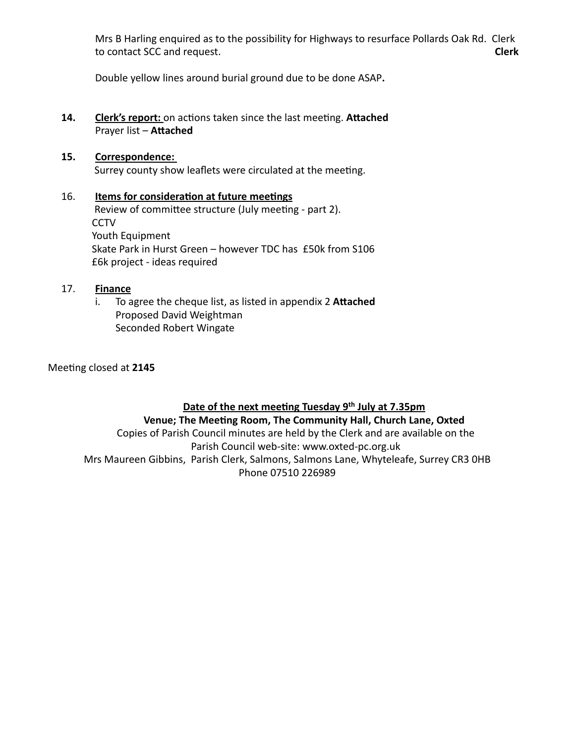Mrs B Harling enquired as to the possibility for Highways to resurface Pollards Oak Rd. Clerk to contact SCC and request. **Clerk**

Double yellow lines around burial ground due to be done ASAP**.**

**14.** **Clerk's report:** on actions taken since the last meeting. **Attached**
Prayer list – **Attached**

**15.** **Correspondence:**
Surrey county show leaflets were circulated at the meeting.

16. **Items for consideration at future meetings**
Review of committee structure (July meeting - part 2).
CCTV
Youth Equipment
Skate Park in Hurst Green – however TDC has £50k from S106
£6k project - ideas required

17. **Finance**
   i. To agree the cheque list, as listed in appendix 2 **Attached**
      Proposed David Weightman
      Seconded Robert Wingate

Meeting closed at **2145**

**Date of the next meeting Tuesday 9th July at 7.35pm**

**Venue; The Meeting Room, The Community Hall, Church Lane, Oxted**

Copies of Parish Council minutes are held by the Clerk and are available on the Parish Council web-site: www.oxted-pc.org.uk

Mrs Maureen Gibbins, Parish Clerk, Salmons, Salmons Lane, Whyteleafe, Surrey CR3 0HB

Phone 07510 226989